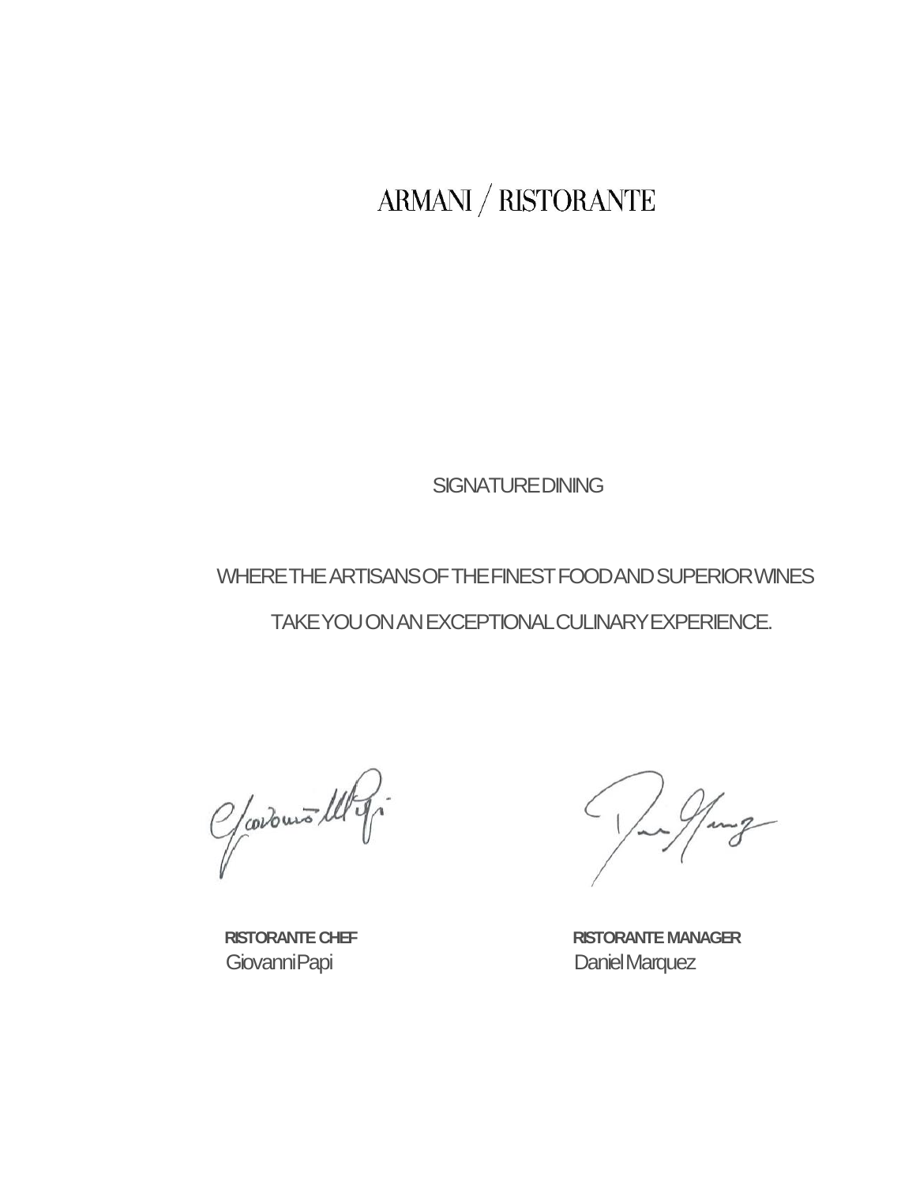# ARMANI / RISTORANTE

SIGNATURE DINING

WHERE THE ARTISANS OF THE FINEST FOOD AND SUPERIOR WINES

TAKE YOU ON AN EXCEPTIONAL CULINARY EXPERIENCE.

**RISTORANTE CHEF**
Giovanni Papi

**RISTORANTE MANAGER**
Daniel Marquez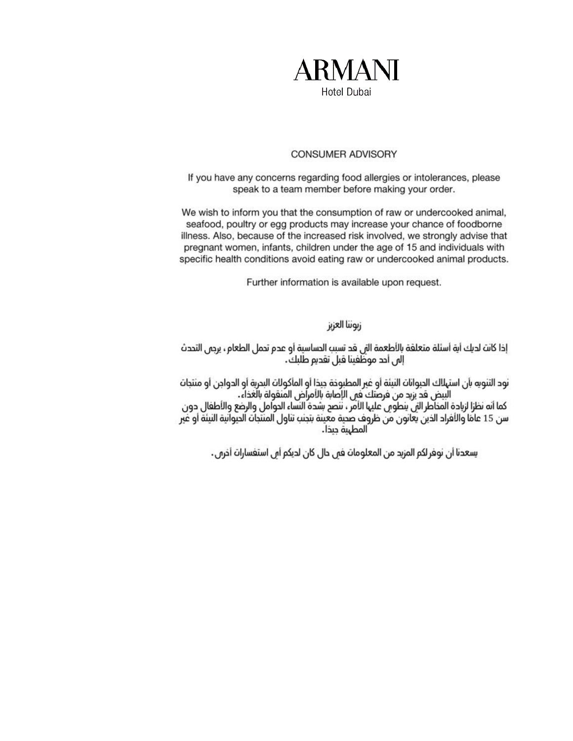# ARMANI

Hotel Dubai

## CONSUMER ADVISORY

If you have any concerns regarding food allergies or intolerances, please speak to a team member before making your order.

We wish to inform you that the consumption of raw or undercooked animal, seafood, poultry or egg products may increase your chance of foodborne illness. Also, because of the increased risk involved, we strongly advise that pregnant women, infants, children under the age of 15 and individuals with specific health conditions avoid eating raw or undercooked animal products.

Further information is available upon request.

## زبوننا العزيز

إذا كانت لديك أية أسئلة متعلقة بالأطعمة التي قد تسبب الحساسية أو عدم تحمل الطعام ، يرجى التحدث إلى أحد موظفينا قبل تقديم طلبك.

نود التنويه بأن استهلاك الحيوانات النيئة أو غير المطبوخة جيدًا أو المأكولات البحرية أو الدواجن أو منتجات البيض قد يزيد من فرصتك في الإصابة بالأمراض المنقولة بالغذاء.
كما أنه نظرًا لزيادة المخاطر التي ينطوي عليها الأمر ، ننصح بشدة النساء الحوامل والرضع والأطفال دون سن 15 عامًا والأفراد الذين يعانون من ظروف صحية معينة بتجنب تناول المنتجات الحيوانية النيئة أو غير المطهية جيدًا.

يسعدنا أن نوفر لكم المزيد من المعلومات في حال كان لديكم أي استفسارات أخرى.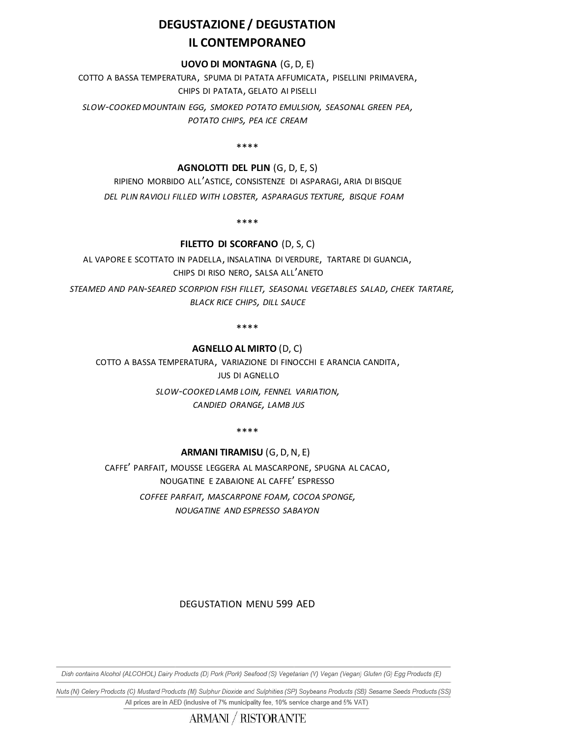# DEGUSTAZIONE / DEGUSTATION
## IL CONTEMPORANEO

**UOVO DI MONTAGNA** (G, D, E)

COTTO A BASSA TEMPERATURA, SPUMA DI PATATA AFFUMICATA, PISELLINI PRIMAVERA, CHIPS DI PATATA, GELATO AI PISELLI

*SLOW-COOKED MOUNTAIN EGG, SMOKED POTATO EMULSION, SEASONAL GREEN PEA, POTATO CHIPS, PEA ICE CREAM*

\*\*\*\*

**AGNOLOTTI DEL PLIN** (G, D, E, S)

RIPIENO MORBIDO ALL'ASTICE, CONSISTENZE DI ASPARAGI, ARIA DI BISQUE

*DEL PLIN RAVIOLI FILLED WITH LOBSTER, ASPARAGUS TEXTURE, BISQUE FOAM*

\*\*\*\*

**FILETTO DI SCORFANO** (D, S, C)

AL VAPORE E SCOTTATO IN PADELLA, INSALATINA DI VERDURE, TARTARE DI GUANCIA, CHIPS DI RISO NERO, SALSA ALL'ANETO

*STEAMED AND PAN-SEARED SCORPION FISH FILLET, SEASONAL VEGETABLES SALAD, CHEEK TARTARE, BLACK RICE CHIPS, DILL SAUCE*

\*\*\*\*

**AGNELLO AL MIRTO** (D, C)

COTTO A BASSA TEMPERATURA, VARIAZIONE DI FINOCCHI E ARANCIA CANDITA, JUS DI AGNELLO

*SLOW-COOKED LAMB LOIN, FENNEL VARIATION, CANDIED ORANGE, LAMB JUS*

\*\*\*\*

**ARMANI TIRAMISU** (G, D, N, E)

CAFFE' PARFAIT, MOUSSE LEGGERA AL MASCARPONE, SPUGNA AL CACAO, NOUGATINE E ZABAIONE AL CAFFE' ESPRESSO

*COFFEE PARFAIT, MASCARPONE FOAM, COCOA SPONGE, NOUGATINE AND ESPRESSO SABAYON*

DEGUSTATION MENU 599 AED

Dish contains Alcohol (ALCOHOL) Dairy Products (D) Pork (Pork) Seafood (S) Vegetarian (V) Vegan (Vegan) Gluten (G) Egg Products (E)

Nuts (N) Celery Products (C) Mustard Products (M) Sulphur Dioxide and Sulphities (SP) Soybeans Products (SB) Sesame Seeds Products (SS)

All prices are in AED (inclusive of 7% municipality fee, 10% service charge and 5% VAT)

ARMANI / RISTORANTE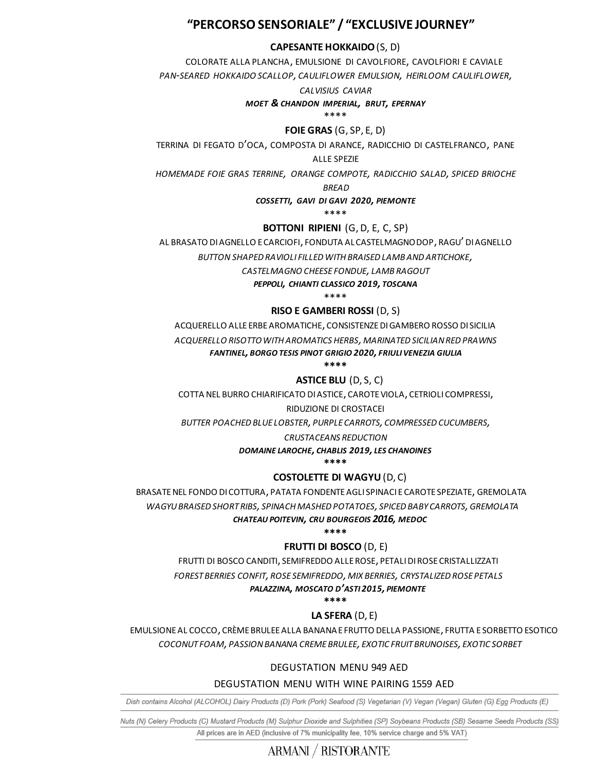# "PERCORSO SENSORIALE" / "EXCLUSIVE JOURNEY"

**CAPESANTE HOKKAIDO** (S, D)

COLORATE ALLA PLANCHA, EMULSIONE DI CAVOLFIORE, CAVOLFIORI E CAVIALE

*PAN-SEARED HOKKAIDO SCALLOP, CAULIFLOWER EMULSION, HEIRLOOM CAULIFLOWER, CALVISIUS CAVIAR*

***MOET & CHANDON IMPERIAL, BRUT, EPERNAY***

****

**FOIE GRAS** (G, SP, E, D)

TERRINA DI FEGATO D'OCA, COMPOSTA DI ARANCE, RADICCHIO DI CASTELFRANCO, PANE ALLE SPEZIE

*HOMEMADE FOIE GRAS TERRINE, ORANGE COMPOTE, RADICCHIO SALAD, SPICED BRIOCHE BREAD*

***COSSETTI, GAVI DI GAVI 2020, PIEMONTE***

****

**BOTTONI RIPIENI** (G, D, E, C, SP)

AL BRASATO DI AGNELLO E CARCIOFI, FONDUTA AL CASTELMAGNO DOP, RAGU' DI AGNELLO

*BUTTON SHAPED RAVIOLI FILLED WITH BRAISED LAMB AND ARTICHOKE, CASTELMAGNO CHEESE FONDUE, LAMB RAGOUT*

***PEPPOLI, CHIANTI CLASSICO 2019, TOSCANA***

****

**RISO E GAMBERI ROSSI** (D, S)

ACQUERELLO ALLE ERBE AROMATICHE, CONSISTENZE DI GAMBERO ROSSO DI SICILIA

*ACQUERELLO RISOTTO WITH AROMATICS HERBS, MARINATED SICILIAN RED PRAWNS*

***FANTINEL, BORGO TESIS PINOT GRIGIO 2020, FRIULI VENEZIA GIULIA***

****

**ASTICE BLU** (D, S, C)

COTTA NEL BURRO CHIARIFICATO DI ASTICE, CAROTE VIOLA, CETRIOLI COMPRESSI, RIDUZIONE DI CROSTACEI

*BUTTER POACHED BLUE LOBSTER, PURPLE CARROTS, COMPRESSED CUCUMBERS, CRUSTACEANS REDUCTION*

***DOMAINE LAROCHE, CHABLIS 2019, LES CHANOINES***

****

**COSTOLETTE DI WAGYU** (D, C)

BRASATE NEL FONDO DI COTTURA, PATATA FONDENTE AGLI SPINACI E CAROTE SPEZIATE, GREMOLATA

*WAGYU BRAISED SHORT RIBS, SPINACH MASHED POTATOES, SPICED BABY CARROTS, GREMOLATA*

***CHATEAU POITEVIN, CRU BOURGEOIS 2016, MEDOC***

****

**FRUTTI DI BOSCO** (D, E)

FRUTTI DI BOSCO CANDITI, SEMIFREDDO ALLE ROSE, PETALI DI ROSE CRISTALLIZZATI

*FOREST BERRIES CONFIT, ROSE SEMIFREDDO, MIX BERRIES, CRYSTALIZED ROSE PETALS*

***PALAZZINA, MOSCATO D'ASTI 2015, PIEMONTE***

****

**LA SFERA** (D, E)

EMULSIONE AL COCCO, CRÈME BRULEE ALLA BANANA E FRUTTO DELLA PASSIONE, FRUTTA E SORBETTO ESOTICO

*COCONUT FOAM, PASSION BANANA CREME BRULEE, EXOTIC FRUIT BRUNOISES, EXOTIC SORBET*

DEGUSTATION MENU 949 AED

DEGUSTATION MENU WITH WINE PAIRING 1559 AED

Dish contains Alcohol (ALCOHOL) Dairy Products (D) Pork (Pork) Seafood (S) Vegetarian (V) Vegan (Vegan) Gluten (G) Egg Products (E)

Nuts (N) Celery Products (C) Mustard Products (M) Sulphur Dioxide and Sulphities (SP) Soybeans Products (SB) Sesame Seeds Products (SS)

All prices are in AED (inclusive of 7% municipality fee, 10% service charge and 5% VAT)

ARMANI / RISTORANTE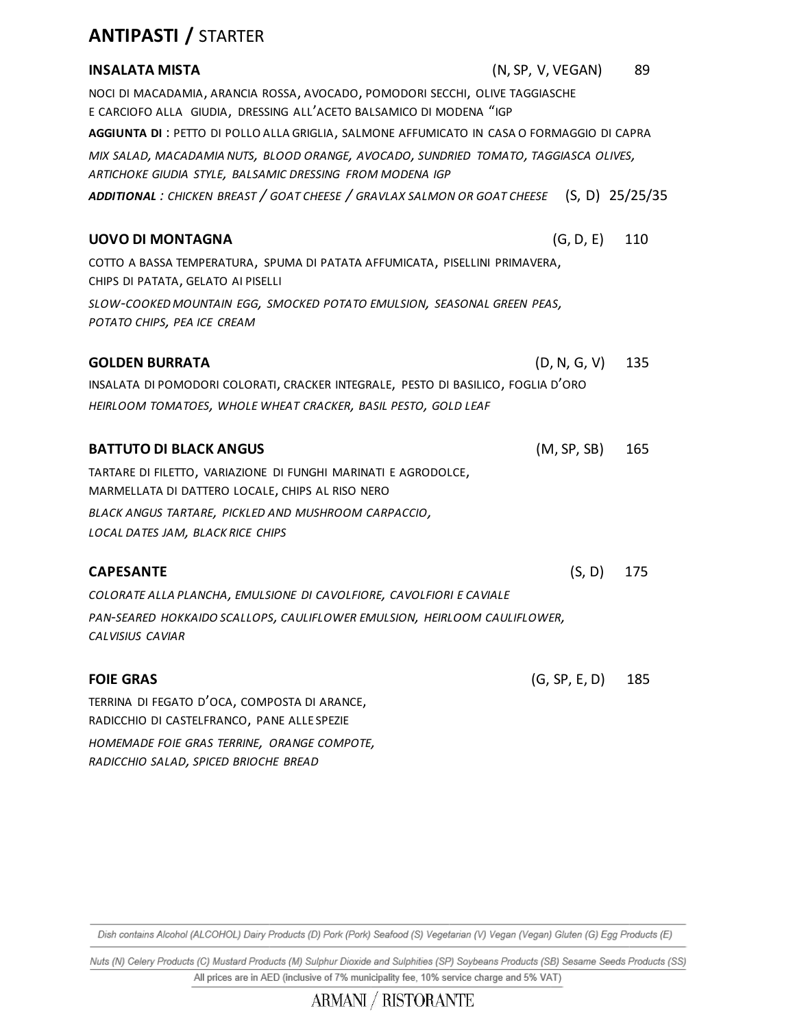# ANTIPASTI / STARTER

**INSALATA MISTA** (N, SP, V, VEGAN) 89

NOCI DI MACADAMIA, ARANCIA ROSSA, AVOCADO, POMODORI SECCHI, OLIVE TAGGIASCHE E CARCIOFO ALLA GIUDIA, DRESSING ALL'ACETO BALSAMICO DI MODENA "IGP

**AGGIUNTA DI** : PETTO DI POLLO ALLA GRIGLIA, SALMONE AFFUMICATO IN CASA O FORMAGGIO DI CAPRA

*MIX SALAD, MACADAMIA NUTS, BLOOD ORANGE, AVOCADO, SUNDRIED TOMATO, TAGGIASCA OLIVES, ARTICHOKE GIUDIA STYLE, BALSAMIC DRESSING FROM MODENA IGP*

***ADDITIONAL** : CHICKEN BREAST / GOAT CHEESE / GRAVLAX SALMON OR GOAT CHEESE* (S, D) 25/25/35

**UOVO DI MONTAGNA** (G, D, E) 110

COTTO A BASSA TEMPERATURA, SPUMA DI PATATA AFFUMICATA, PISELLINI PRIMAVERA, CHIPS DI PATATA, GELATO AI PISELLI

*SLOW-COOKED MOUNTAIN EGG, SMOCKED POTATO EMULSION, SEASONAL GREEN PEAS, POTATO CHIPS, PEA ICE CREAM*

**GOLDEN BURRATA** (D, N, G, V) 135

INSALATA DI POMODORI COLORATI, CRACKER INTEGRALE, PESTO DI BASILICO, FOGLIA D'ORO

*HEIRLOOM TOMATOES, WHOLE WHEAT CRACKER, BASIL PESTO, GOLD LEAF*

**BATTUTO DI BLACK ANGUS** (M, SP, SB) 165

TARTARE DI FILETTO, VARIAZIONE DI FUNGHI MARINATI E AGRODOLCE, MARMELLATA DI DATTERO LOCALE, CHIPS AL RISO NERO

*BLACK ANGUS TARTARE, PICKLED AND MUSHROOM CARPACCIO, LOCAL DATES JAM, BLACK RICE CHIPS*

**CAPESANTE** (S, D) 175

*COLORATE ALLA PLANCHA, EMULSIONE DI CAVOLFIORE, CAVOLFIORI E CAVIALE*

*PAN-SEARED HOKKAIDO SCALLOPS, CAULIFLOWER EMULSION, HEIRLOOM CAULIFLOWER, CALVISIUS CAVIAR*

**FOIE GRAS** (G, SP, E, D) 185

TERRINA DI FEGATO D'OCA, COMPOSTA DI ARANCE, RADICCHIO DI CASTELFRANCO, PANE ALLE SPEZIE

*HOMEMADE FOIE GRAS TERRINE, ORANGE COMPOTE, RADICCHIO SALAD, SPICED BRIOCHE BREAD*

Dish contains Alcohol (ALCOHOL) Dairy Products (D) Pork (Pork) Seafood (S) Vegetarian (V) Vegan (Vegan) Gluten (G) Egg Products (E)

Nuts (N) Celery Products (C) Mustard Products (M) Sulphur Dioxide and Sulphities (SP) Soybeans Products (SB) Sesame Seeds Products (SS)

All prices are in AED (inclusive of 7% municipality fee, 10% service charge and 5% VAT)

ARMANI / RISTORANTE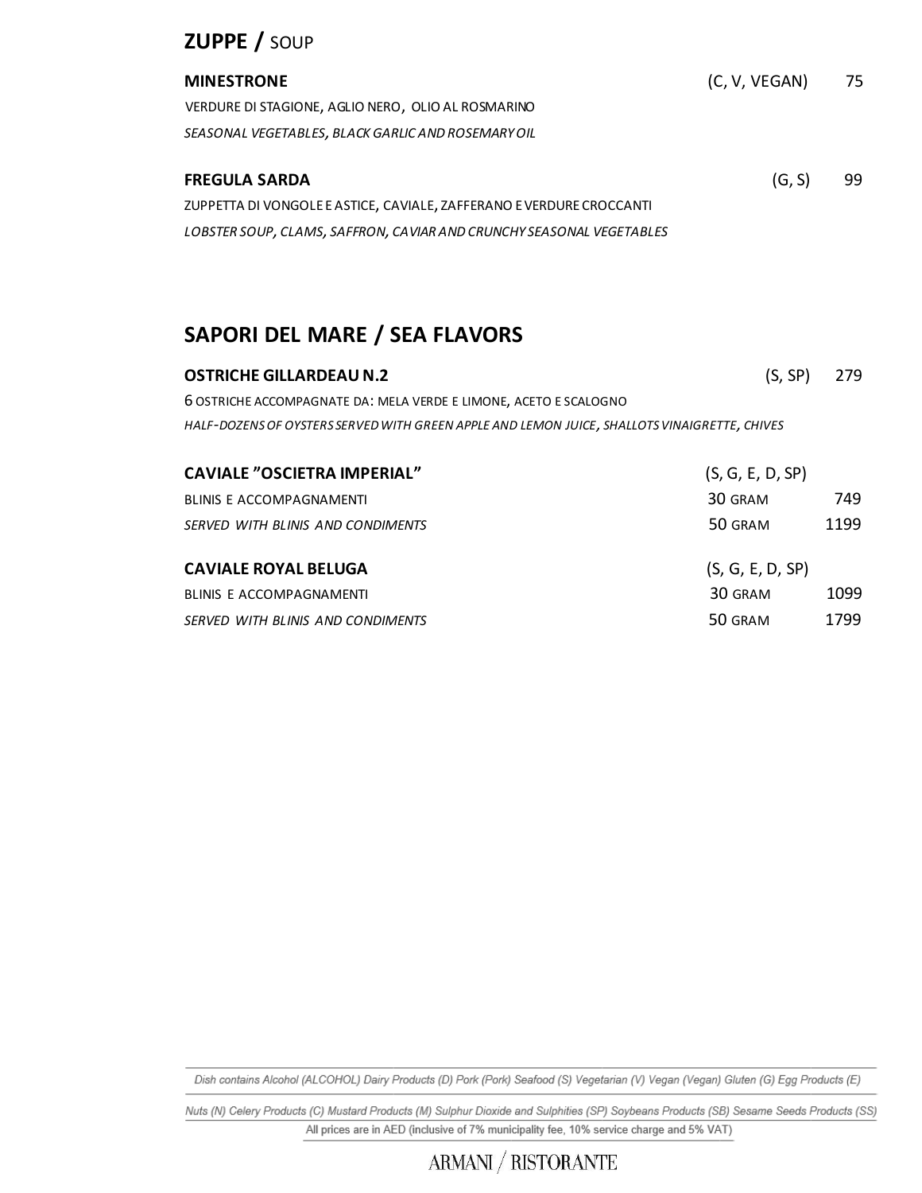## ZUPPE / SOUP

**MINESTRONE** (C, V, VEGAN) 75

VERDURE DI STAGIONE, AGLIO NERO, OLIO AL ROSMARINO

*SEASONAL VEGETABLES, BLACK GARLIC AND ROSEMARY OIL*

**FREGULA SARDA** (G, S) 99

ZUPPETTA DI VONGOLE E ASTICE, CAVIALE, ZAFFERANO E VERDURE CROCCANTI

*LOBSTER SOUP, CLAMS, SAFFRON, CAVIAR AND CRUNCHY SEASONAL VEGETABLES*

## SAPORI DEL MARE / SEA FLAVORS

**OSTRICHE GILLARDEAU N.2** (S, SP) 279

6 OSTRICHE ACCOMPAGNATE DA: MELA VERDE E LIMONE, ACETO E SCALOGNO

*HALF-DOZENS OF OYSTERS SERVED WITH GREEN APPLE AND LEMON JUICE, SHALLOTS VINAIGRETTE, CHIVES*

**CAVIALE "OSCIETRA IMPERIAL"** (S, G, E, D, SP)

BLINIS E ACCOMPAGNAMENTI — 30 GRAM 749

*SERVED WITH BLINIS AND CONDIMENTS* — 50 GRAM 1199

**CAVIALE ROYAL BELUGA** (S, G, E, D, SP)

BLINIS E ACCOMPAGNAMENTI — 30 GRAM 1099

*SERVED WITH BLINIS AND CONDIMENTS* — 50 GRAM 1799

Dish contains Alcohol (ALCOHOL) Dairy Products (D) Pork (Pork) Seafood (S) Vegetarian (V) Vegan (Vegan) Gluten (G) Egg Products (E)

Nuts (N) Celery Products (C) Mustard Products (M) Sulphur Dioxide and Sulphities (SP) Soybeans Products (SB) Sesame Seeds Products (SS)

All prices are in AED (inclusive of 7% municipality fee, 10% service charge and 5% VAT)

ARMANI / RISTORANTE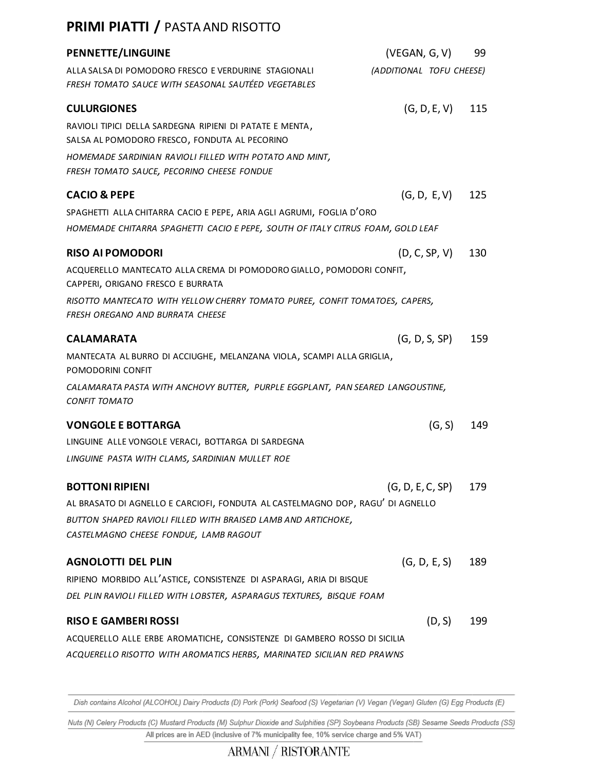## **PRIMI PIATTI /** PASTA AND RISOTTO

**PENNETTE/LINGUINE** (VEGAN, G, V) 99

ALLA SALSA DI POMODORO FRESCO E VERDURINE STAGIONALI *(ADDITIONAL TOFU CHEESE)*

*FRESH TOMATO SAUCE WITH SEASONAL SAUTÉED VEGETABLES*

**CULURGIONES** (G, D, E, V) 115

RAVIOLI TIPICI DELLA SARDEGNA RIPIENI DI PATATE E MENTA, SALSA AL POMODORO FRESCO, FONDUTA AL PECORINO

*HOMEMADE SARDINIAN RAVIOLI FILLED WITH POTATO AND MINT, FRESH TOMATO SAUCE, PECORINO CHEESE FONDUE*

**CACIO & PEPE** (G, D, E, V) 125

SPAGHETTI ALLA CHITARRA CACIO E PEPE, ARIA AGLI AGRUMI, FOGLIA D'ORO

*HOMEMADE CHITARRA SPAGHETTI CACIO E PEPE, SOUTH OF ITALY CITRUS FOAM, GOLD LEAF*

**RISO AI POMODORI** (D, C, SP, V) 130

ACQUERELLO MANTECATO ALLA CREMA DI POMODORO GIALLO, POMODORI CONFIT, CAPPERI, ORIGANO FRESCO E BURRATA

*RISOTTO MANTECATO WITH YELLOW CHERRY TOMATO PUREE, CONFIT TOMATOES, CAPERS, FRESH OREGANO AND BURRATA CHEESE*

**CALAMARATA** (G, D, S, SP) 159

MANTECATA AL BURRO DI ACCIUGHE, MELANZANA VIOLA, SCAMPI ALLA GRIGLIA, POMODORINI CONFIT

*CALAMARATA PASTA WITH ANCHOVY BUTTER, PURPLE EGGPLANT, PAN SEARED LANGOUSTINE, CONFIT TOMATO*

**VONGOLE E BOTTARGA** (G, S) 149

LINGUINE ALLE VONGOLE VERACI, BOTTARGA DI SARDEGNA

*LINGUINE PASTA WITH CLAMS, SARDINIAN MULLET ROE*

**BOTTONI RIPIENI** (G, D, E, C, SP) 179

AL BRASATO DI AGNELLO E CARCIOFI, FONDUTA AL CASTELMAGNO DOP, RAGU' DI AGNELLO

*BUTTON SHAPED RAVIOLI FILLED WITH BRAISED LAMB AND ARTICHOKE, CASTELMAGNO CHEESE FONDUE, LAMB RAGOUT*

**AGNOLOTTI DEL PLIN** (G, D, E, S) 189

RIPIENO MORBIDO ALL'ASTICE, CONSISTENZE DI ASPARAGI, ARIA DI BISQUE

*DEL PLIN RAVIOLI FILLED WITH LOBSTER, ASPARAGUS TEXTURES, BISQUE FOAM*

**RISO E GAMBERI ROSSI** (D, S) 199

ACQUERELLO ALLE ERBE AROMATICHE, CONSISTENZE DI GAMBERO ROSSO DI SICILIA

*ACQUERELLO RISOTTO WITH AROMATICS HERBS, MARINATED SICILIAN RED PRAWNS*

Dish contains Alcohol (ALCOHOL) Dairy Products (D) Pork (Pork) Seafood (S) Vegetarian (V) Vegan (Vegan) Gluten (G) Egg Products (E)

Nuts (N) Celery Products (C) Mustard Products (M) Sulphur Dioxide and Sulphities (SP) Soybeans Products (SB) Sesame Seeds Products (SS)

All prices are in AED (inclusive of 7% municipality fee, 10% service charge and 5% VAT)

ARMANI / RISTORANTE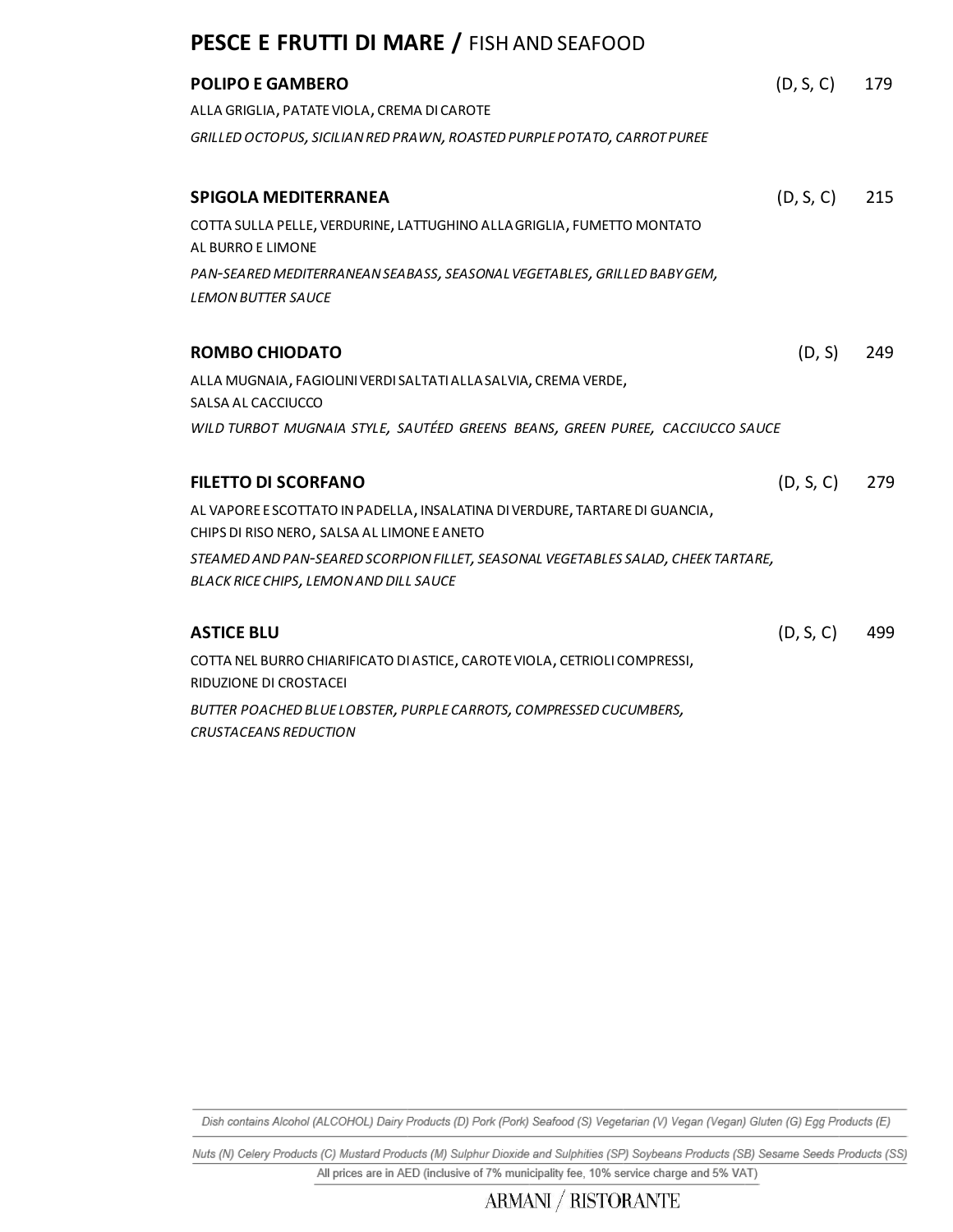## **PESCE E FRUTTI DI MARE** / FISH AND SEAFOOD

**POLIPO E GAMBERO** (D, S, C) 179

ALLA GRIGLIA, PATATE VIOLA, CREMA DI CAROTE

*GRILLED OCTOPUS, SICILIAN RED PRAWN, ROASTED PURPLE POTATO, CARROT PUREE*

**SPIGOLA MEDITERRANEA** (D, S, C) 215

COTTA SULLA PELLE, VERDURINE, LATTUGHINO ALLA GRIGLIA, FUMETTO MONTATO AL BURRO E LIMONE

*PAN-SEARED MEDITERRANEAN SEABASS, SEASONAL VEGETABLES, GRILLED BABY GEM, LEMON BUTTER SAUCE*

**ROMBO CHIODATO** (D, S) 249

ALLA MUGNAIA, FAGIOLINI VERDI SALTATI ALLA SALVIA, CREMA VERDE, SALSA AL CACCIUCCO

*WILD TURBOT MUGNAIA STYLE, SAUTÉED GREENS BEANS, GREEN PUREE, CACCIUCCO SAUCE*

**FILETTO DI SCORFANO** (D, S, C) 279

AL VAPORE E SCOTTATO IN PADELLA, INSALATINA DI VERDURE, TARTARE DI GUANCIA, CHIPS DI RISO NERO, SALSA AL LIMONE E ANETO

*STEAMED AND PAN-SEARED SCORPION FILLET, SEASONAL VEGETABLES SALAD, CHEEK TARTARE, BLACK RICE CHIPS, LEMON AND DILL SAUCE*

**ASTICE BLU** (D, S, C) 499

COTTA NEL BURRO CHIARIFICATO DI ASTICE, CAROTE VIOLA, CETRIOLI COMPRESSI, RIDUZIONE DI CROSTACEI

*BUTTER POACHED BLUE LOBSTER, PURPLE CARROTS, COMPRESSED CUCUMBERS, CRUSTACEANS REDUCTION*

Dish contains Alcohol (ALCOHOL) Dairy Products (D) Pork (Pork) Seafood (S) Vegetarian (V) Vegan (Vegan) Gluten (G) Egg Products (E)

Nuts (N) Celery Products (C) Mustard Products (M) Sulphur Dioxide and Sulphities (SP) Soybeans Products (SB) Sesame Seeds Products (SS)

All prices are in AED (inclusive of 7% municipality fee, 10% service charge and 5% VAT)

ARMANI / RISTORANTE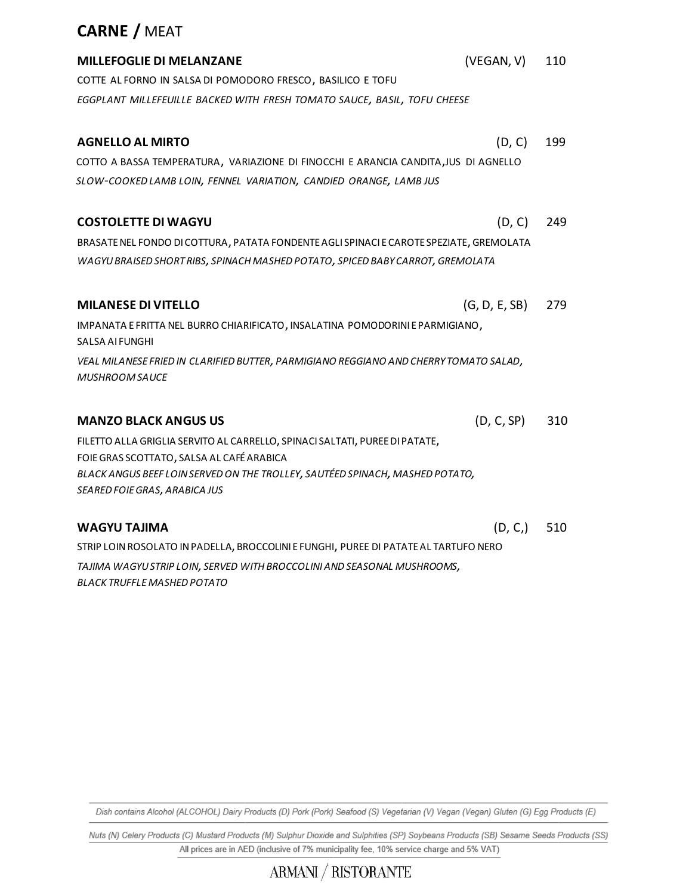# CARNE / MEAT

**MILLEFOGLIE DI MELANZANE** (VEGAN, V) 110

COTTE AL FORNO IN SALSA DI POMODORO FRESCO, BASILICO E TOFU

*EGGPLANT MILLEFEUILLE BACKED WITH FRESH TOMATO SAUCE, BASIL, TOFU CHEESE*

**AGNELLO AL MIRTO** (D, C) 199

COTTO A BASSA TEMPERATURA, VARIAZIONE DI FINOCCHI E ARANCIA CANDITA,JUS DI AGNELLO

*SLOW-COOKED LAMB LOIN, FENNEL VARIATION, CANDIED ORANGE, LAMB JUS*

**COSTOLETTE DI WAGYU** (D, C) 249

BRASATE NEL FONDO DI COTTURA, PATATA FONDENTE AGLI SPINACI E CAROTE SPEZIATE, GREMOLATA

*WAGYU BRAISED SHORT RIBS, SPINACH MASHED POTATO, SPICED BABY CARROT, GREMOLATA*

**MILANESE DI VITELLO** (G, D, E, SB) 279

IMPANATA E FRITTA NEL BURRO CHIARIFICATO, INSALATINA POMODORINI E PARMIGIANO, SALSA AI FUNGHI

*VEAL MILANESE FRIED IN CLARIFIED BUTTER, PARMIGIANO REGGIANO AND CHERRY TOMATO SALAD, MUSHROOM SAUCE*

**MANZO BLACK ANGUS US** (D, C, SP) 310

FILETTO ALLA GRIGLIA SERVITO AL CARRELLO, SPINACI SALTATI, PUREE DI PATATE, FOIE GRAS SCOTTATO, SALSA AL CAFÉ ARABICA

*BLACK ANGUS BEEF LOIN SERVED ON THE TROLLEY, SAUTÉED SPINACH, MASHED POTATO, SEARED FOIE GRAS, ARABICA JUS*

**WAGYU TAJIMA** (D, C,) 510

STRIP LOIN ROSOLATO IN PADELLA, BROCCOLINI E FUNGHI, PUREE DI PATATE AL TARTUFO NERO

*TAJIMA WAGYU STRIP LOIN, SERVED WITH BROCCOLINI AND SEASONAL MUSHROOMS, BLACK TRUFFLE MASHED POTATO*

*Dish contains Alcohol (ALCOHOL) Dairy Products (D) Pork (Pork) Seafood (S) Vegetarian (V) Vegan (Vegan) Gluten (G) Egg Products (E)*

*Nuts (N) Celery Products (C) Mustard Products (M) Sulphur Dioxide and Sulphities (SP) Soybeans Products (SB) Sesame Seeds Products (SS)*

All prices are in AED (inclusive of 7% municipality fee, 10% service charge and 5% VAT)

ARMANI / RISTORANTE